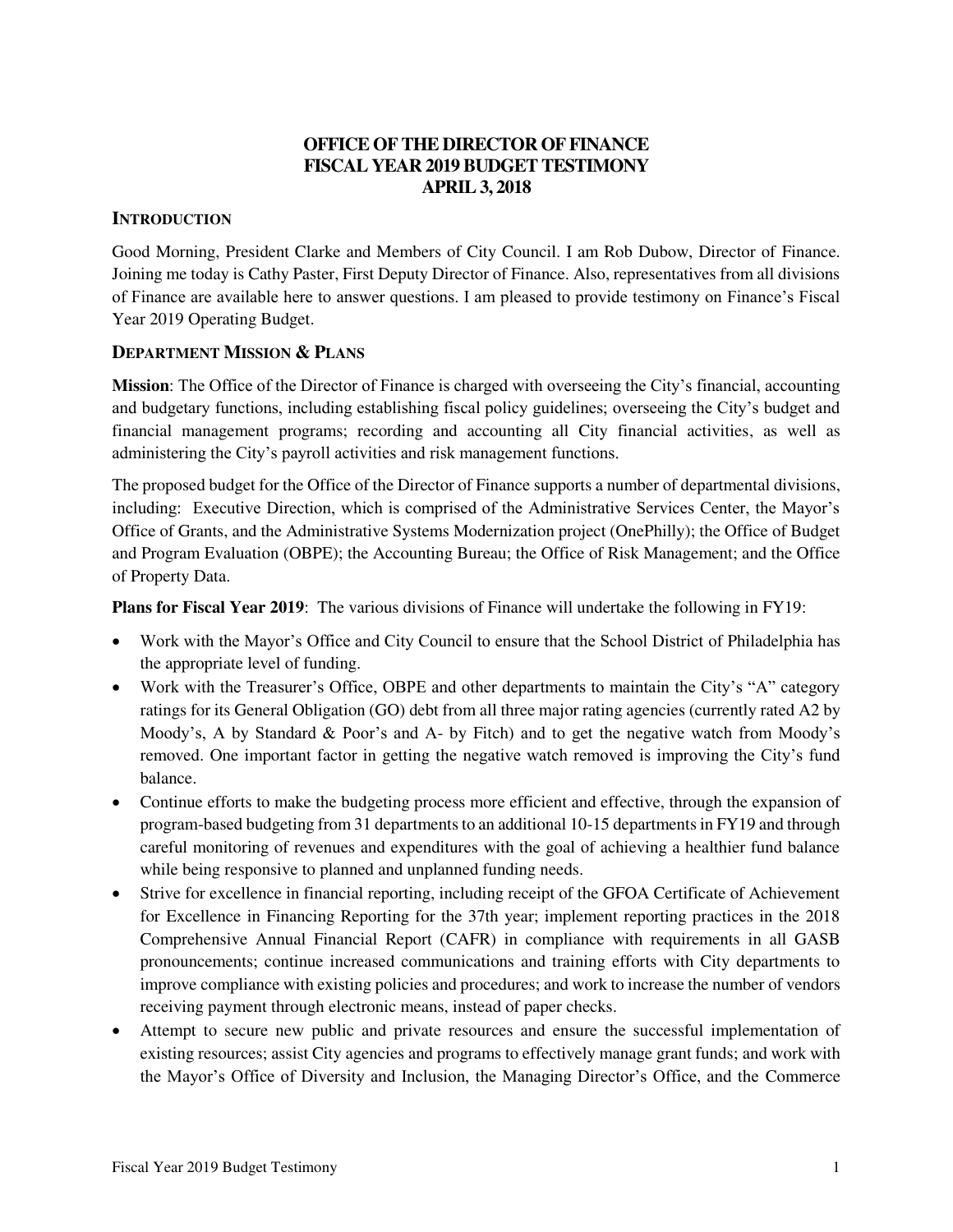# OFFICE OF THE DIRECTOR OF FINANCE
# FISCAL YEAR 2019 BUDGET TESTIMONY
# APRIL 3, 2018

## INTRODUCTION

Good Morning, President Clarke and Members of City Council. I am Rob Dubow, Director of Finance. Joining me today is Cathy Paster, First Deputy Director of Finance. Also, representatives from all divisions of Finance are available here to answer questions. I am pleased to provide testimony on Finance's Fiscal Year 2019 Operating Budget.

## DEPARTMENT MISSION & PLANS

**Mission**: The Office of the Director of Finance is charged with overseeing the City's financial, accounting and budgetary functions, including establishing fiscal policy guidelines; overseeing the City's budget and financial management programs; recording and accounting all City financial activities, as well as administering the City's payroll activities and risk management functions.

The proposed budget for the Office of the Director of Finance supports a number of departmental divisions, including: Executive Direction, which is comprised of the Administrative Services Center, the Mayor's Office of Grants, and the Administrative Systems Modernization project (OnePhilly); the Office of Budget and Program Evaluation (OBPE); the Accounting Bureau; the Office of Risk Management; and the Office of Property Data.

**Plans for Fiscal Year 2019**: The various divisions of Finance will undertake the following in FY19:

- Work with the Mayor's Office and City Council to ensure that the School District of Philadelphia has the appropriate level of funding.
- Work with the Treasurer's Office, OBPE and other departments to maintain the City's "A" category ratings for its General Obligation (GO) debt from all three major rating agencies (currently rated A2 by Moody's, A by Standard & Poor's and A- by Fitch) and to get the negative watch from Moody's removed. One important factor in getting the negative watch removed is improving the City's fund balance.
- Continue efforts to make the budgeting process more efficient and effective, through the expansion of program-based budgeting from 31 departments to an additional 10-15 departments in FY19 and through careful monitoring of revenues and expenditures with the goal of achieving a healthier fund balance while being responsive to planned and unplanned funding needs.
- Strive for excellence in financial reporting, including receipt of the GFOA Certificate of Achievement for Excellence in Financing Reporting for the 37th year; implement reporting practices in the 2018 Comprehensive Annual Financial Report (CAFR) in compliance with requirements in all GASB pronouncements; continue increased communications and training efforts with City departments to improve compliance with existing policies and procedures; and work to increase the number of vendors receiving payment through electronic means, instead of paper checks.
- Attempt to secure new public and private resources and ensure the successful implementation of existing resources; assist City agencies and programs to effectively manage grant funds; and work with the Mayor's Office of Diversity and Inclusion, the Managing Director's Office, and the Commerce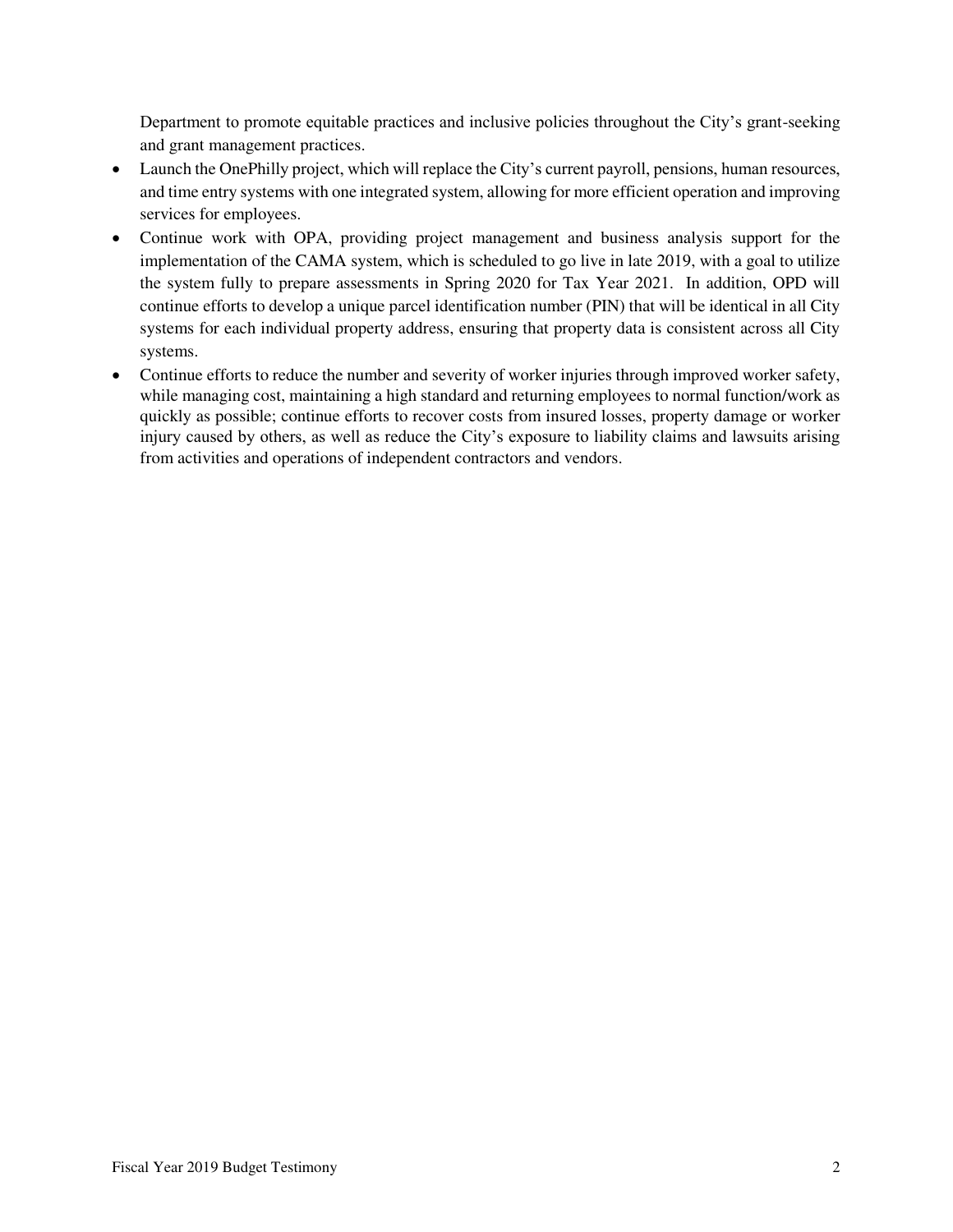Department to promote equitable practices and inclusive policies throughout the City's grant-seeking and grant management practices.

- Launch the OnePhilly project, which will replace the City's current payroll, pensions, human resources, and time entry systems with one integrated system, allowing for more efficient operation and improving services for employees.
- Continue work with OPA, providing project management and business analysis support for the implementation of the CAMA system, which is scheduled to go live in late 2019, with a goal to utilize the system fully to prepare assessments in Spring 2020 for Tax Year 2021. In addition, OPD will continue efforts to develop a unique parcel identification number (PIN) that will be identical in all City systems for each individual property address, ensuring that property data is consistent across all City systems.
- Continue efforts to reduce the number and severity of worker injuries through improved worker safety, while managing cost, maintaining a high standard and returning employees to normal function/work as quickly as possible; continue efforts to recover costs from insured losses, property damage or worker injury caused by others, as well as reduce the City's exposure to liability claims and lawsuits arising from activities and operations of independent contractors and vendors.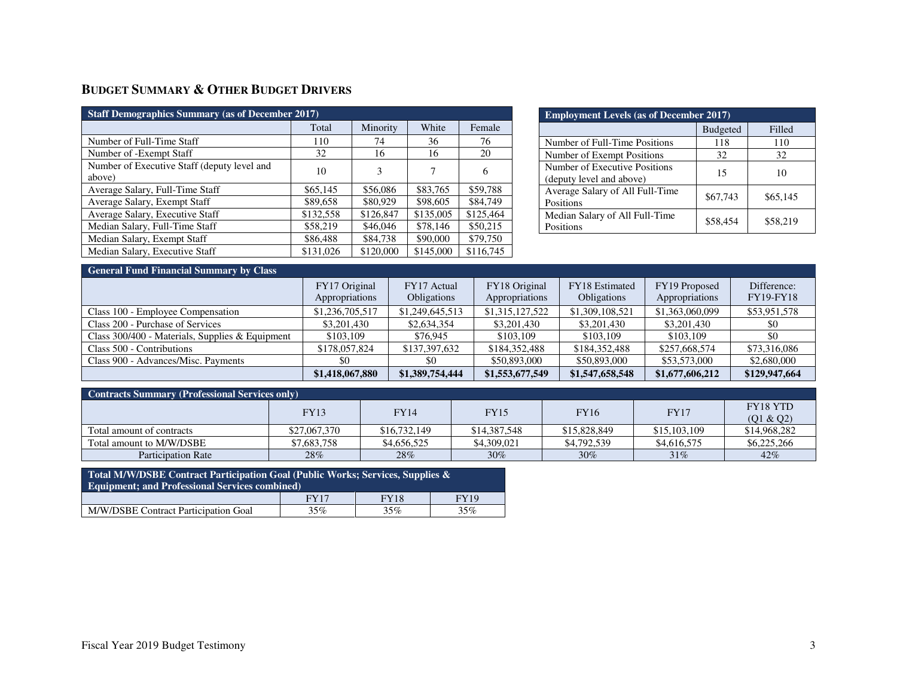## Budget Summary & Other Budget Drivers

| Staff Demographics Summary (as of December 2017) | | | | |
|---|---|---|---|---|
| | Total | Minority | White | Female |
| Number of Full-Time Staff | 110 | 74 | 36 | 76 |
| Number of -Exempt Staff | 32 | 16 | 16 | 20 |
| Number of Executive Staff (deputy level and above) | 10 | 3 | 7 | 6 |
| Average Salary, Full-Time Staff | $65,145 | $56,086 | $83,765 | $59,788 |
| Average Salary, Exempt Staff | $89,658 | $80,929 | $98,605 | $84,749 |
| Average Salary, Executive Staff | $132,558 | $126,847 | $135,005 | $125,464 |
| Median Salary, Full-Time Staff | $58,219 | $46,046 | $78,146 | $50,215 |
| Median Salary, Exempt Staff | $86,488 | $84,738 | $90,000 | $79,750 |
| Median Salary, Executive Staff | $131,026 | $120,000 | $145,000 | $116,745 |

| Employment Levels (as of December 2017) | | |
|---|---|---|
| | Budgeted | Filled |
| Number of Full-Time Positions | 118 | 110 |
| Number of Exempt Positions | 32 | 32 |
| Number of Executive Positions (deputy level and above) | 15 | 10 |
| Average Salary of All Full-Time Positions | $67,743 | $65,145 |
| Median Salary of All Full-Time Positions | $58,454 | $58,219 |

| General Fund Financial Summary by Class | | | | | | |
|---|---|---|---|---|---|---|
| | FY17 Original Appropriations | FY17 Actual Obligations | FY18 Original Appropriations | FY18 Estimated Obligations | FY19 Proposed Appropriations | Difference: FY19-FY18 |
| Class 100 - Employee Compensation | $1,236,705,517 | $1,249,645,513 | $1,315,127,522 | $1,309,108,521 | $1,363,060,099 | $53,951,578 |
| Class 200 - Purchase of Services | $3,201,430 | $2,634,354 | $3,201,430 | $3,201,430 | $3,201,430 | $0 |
| Class 300/400 - Materials, Supplies & Equipment | $103,109 | $76,945 | $103,109 | $103,109 | $103,109 | $0 |
| Class 500 - Contributions | $178,057,824 | $137,397,632 | $184,352,488 | $184,352,488 | $257,668,574 | $73,316,086 |
| Class 900 - Advances/Misc. Payments | $0 | $0 | $50,893,000 | $50,893,000 | $53,573,000 | $2,680,000 |
| | **$1,418,067,880** | **$1,389,754,444** | **$1,553,677,549** | **$1,547,658,548** | **$1,677,606,212** | **$129,947,664** |

| Contracts Summary (Professional Services only) | | | | | | |
|---|---|---|---|---|---|---|
| | FY13 | FY14 | FY15 | FY16 | FY17 | FY18 YTD (Q1 & Q2) |
| Total amount of contracts | $27,067,370 | $16,732,149 | $14,387,548 | $15,828,849 | $15,103,109 | $14,968,282 |
| Total amount to M/W/DSBE | $7,683,758 | $4,656,525 | $4,309,021 | $4,792,539 | $4,616,575 | $6,225,266 |
| Participation Rate | 28% | 28% | 30% | 30% | 31% | 42% |

| Total M/W/DSBE Contract Participation Goal (Public Works; Services, Supplies & Equipment; and Professional Services combined) | | | |
|---|---|---|---|
| | FY17 | FY18 | FY19 |
| M/W/DSBE Contract Participation Goal | 35% | 35% | 35% |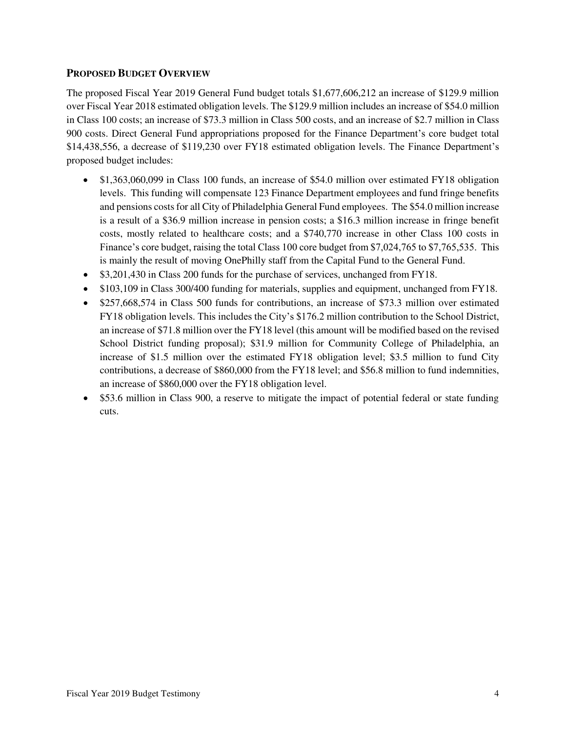## Proposed Budget Overview

The proposed Fiscal Year 2019 General Fund budget totals $1,677,606,212 an increase of $129.9 million over Fiscal Year 2018 estimated obligation levels. The $129.9 million includes an increase of $54.0 million in Class 100 costs; an increase of $73.3 million in Class 500 costs, and an increase of $2.7 million in Class 900 costs. Direct General Fund appropriations proposed for the Finance Department's core budget total $14,438,556, a decrease of $119,230 over FY18 estimated obligation levels. The Finance Department's proposed budget includes:

- $1,363,060,099 in Class 100 funds, an increase of $54.0 million over estimated FY18 obligation levels. This funding will compensate 123 Finance Department employees and fund fringe benefits and pensions costs for all City of Philadelphia General Fund employees. The $54.0 million increase is a result of a $36.9 million increase in pension costs; a $16.3 million increase in fringe benefit costs, mostly related to healthcare costs; and a $740,770 increase in other Class 100 costs in Finance's core budget, raising the total Class 100 core budget from $7,024,765 to $7,765,535. This is mainly the result of moving OnePhilly staff from the Capital Fund to the General Fund.
- $3,201,430 in Class 200 funds for the purchase of services, unchanged from FY18.
- $103,109 in Class 300/400 funding for materials, supplies and equipment, unchanged from FY18.
- $257,668,574 in Class 500 funds for contributions, an increase of $73.3 million over estimated FY18 obligation levels. This includes the City's $176.2 million contribution to the School District, an increase of $71.8 million over the FY18 level (this amount will be modified based on the revised School District funding proposal); $31.9 million for Community College of Philadelphia, an increase of $1.5 million over the estimated FY18 obligation level; $3.5 million to fund City contributions, a decrease of $860,000 from the FY18 level; and $56.8 million to fund indemnities, an increase of $860,000 over the FY18 obligation level.
- $53.6 million in Class 900, a reserve to mitigate the impact of potential federal or state funding cuts.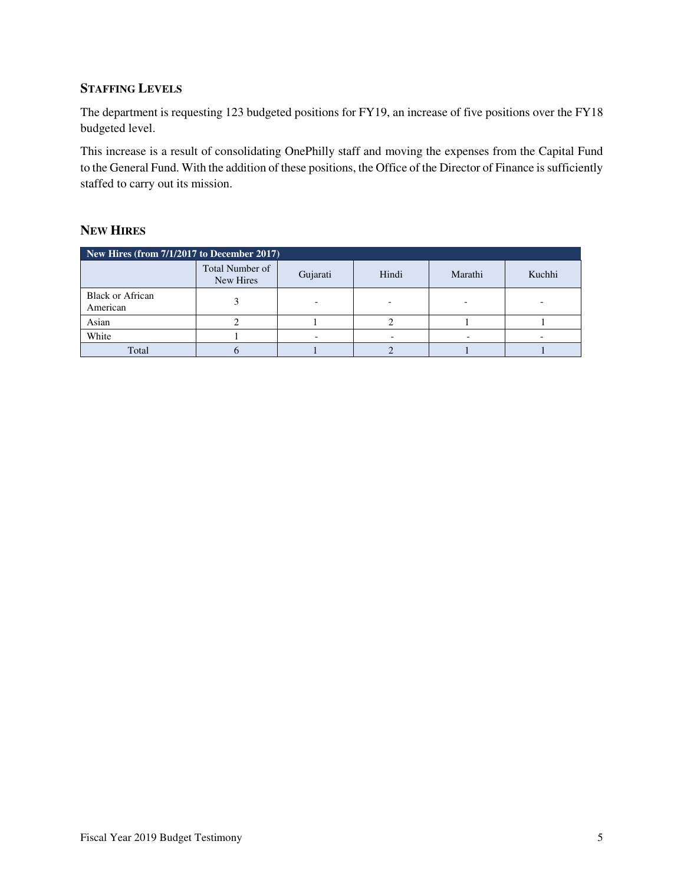### STAFFING LEVELS

The department is requesting 123 budgeted positions for FY19, an increase of five positions over the FY18 budgeted level.

This increase is a result of consolidating OnePhilly staff and moving the expenses from the Capital Fund to the General Fund. With the addition of these positions, the Office of the Director of Finance is sufficiently staffed to carry out its mission.

### NEW HIRES

| New Hires (from 7/1/2017 to December 2017) | | | | | |
|---|---|---|---|---|---|
| | Total Number of New Hires | Gujarati | Hindi | Marathi | Kuchhi |
| Black or African American | 3 | - | - | - | - |
| Asian | 2 | 1 | 2 | 1 | 1 |
| White | 1 | - | - | - | - |
| Total | 6 | 1 | 2 | 1 | 1 |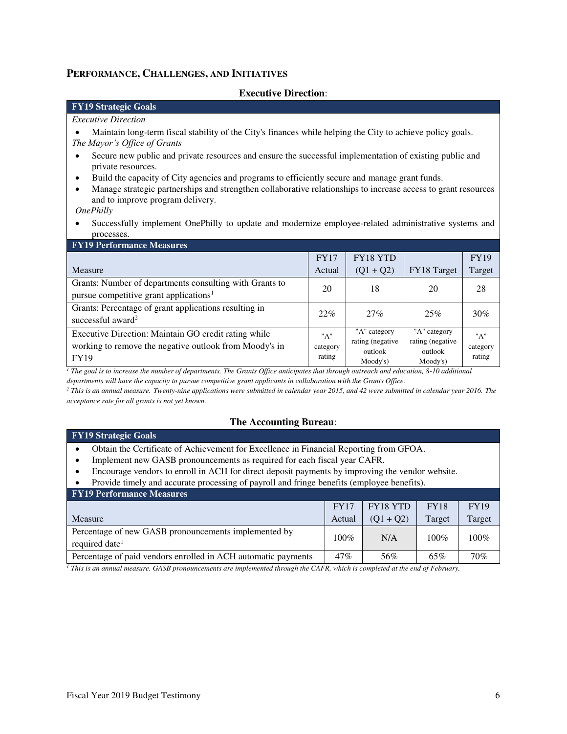## PERFORMANCE, CHALLENGES, AND INITIATIVES

### Executive Direction:

**FY19 Strategic Goals**

*Executive Direction*

- Maintain long-term fiscal stability of the City's finances while helping the City to achieve policy goals.

*The Mayor's Office of Grants*

- Secure new public and private resources and ensure the successful implementation of existing public and private resources.
- Build the capacity of City agencies and programs to efficiently secure and manage grant funds.
- Manage strategic partnerships and strengthen collaborative relationships to increase access to grant resources and to improve program delivery.

*OnePhilly*

- Successfully implement OnePhilly to update and modernize employee-related administrative systems and processes.

**FY19 Performance Measures**

| Measure | FY17 Actual | FY18 YTD (Q1 + Q2) | FY18 Target | FY19 Target |
|---|---|---|---|---|
| Grants: Number of departments consulting with Grants to pursue competitive grant applications[1] | 20 | 18 | 20 | 28 |
| Grants: Percentage of grant applications resulting in successful award[2] | 22% | 27% | 25% | 30% |
| Executive Direction: Maintain GO credit rating while working to remove the negative outlook from Moody's in FY19 | "A" category rating | "A" category rating (negative outlook Moody's) | "A" category rating (negative outlook Moody's) | "A" category rating |

*[1] The goal is to increase the number of departments. The Grants Office anticipates that through outreach and education, 8-10 additional departments will have the capacity to pursue competitive grant applicants in collaboration with the Grants Office.*

*[2] This is an annual measure. Twenty-nine applications were submitted in calendar year 2015, and 42 were submitted in calendar year 2016. The acceptance rate for all grants is not yet known.*

### The Accounting Bureau:

**FY19 Strategic Goals**

- Obtain the Certificate of Achievement for Excellence in Financial Reporting from GFOA.
- Implement new GASB pronouncements as required for each fiscal year CAFR.
- Encourage vendors to enroll in ACH for direct deposit payments by improving the vendor website.
- Provide timely and accurate processing of payroll and fringe benefits (employee benefits).

**FY19 Performance Measures**

| Measure | FY17 Actual | FY18 YTD (Q1 + Q2) | FY18 Target | FY19 Target |
|---|---|---|---|---|
| Percentage of new GASB pronouncements implemented by required date[1] | 100% | N/A | 100% | 100% |
| Percentage of paid vendors enrolled in ACH automatic payments | 47% | 56% | 65% | 70% |

*[1] This is an annual measure. GASB pronouncements are implemented through the CAFR, which is completed at the end of February.*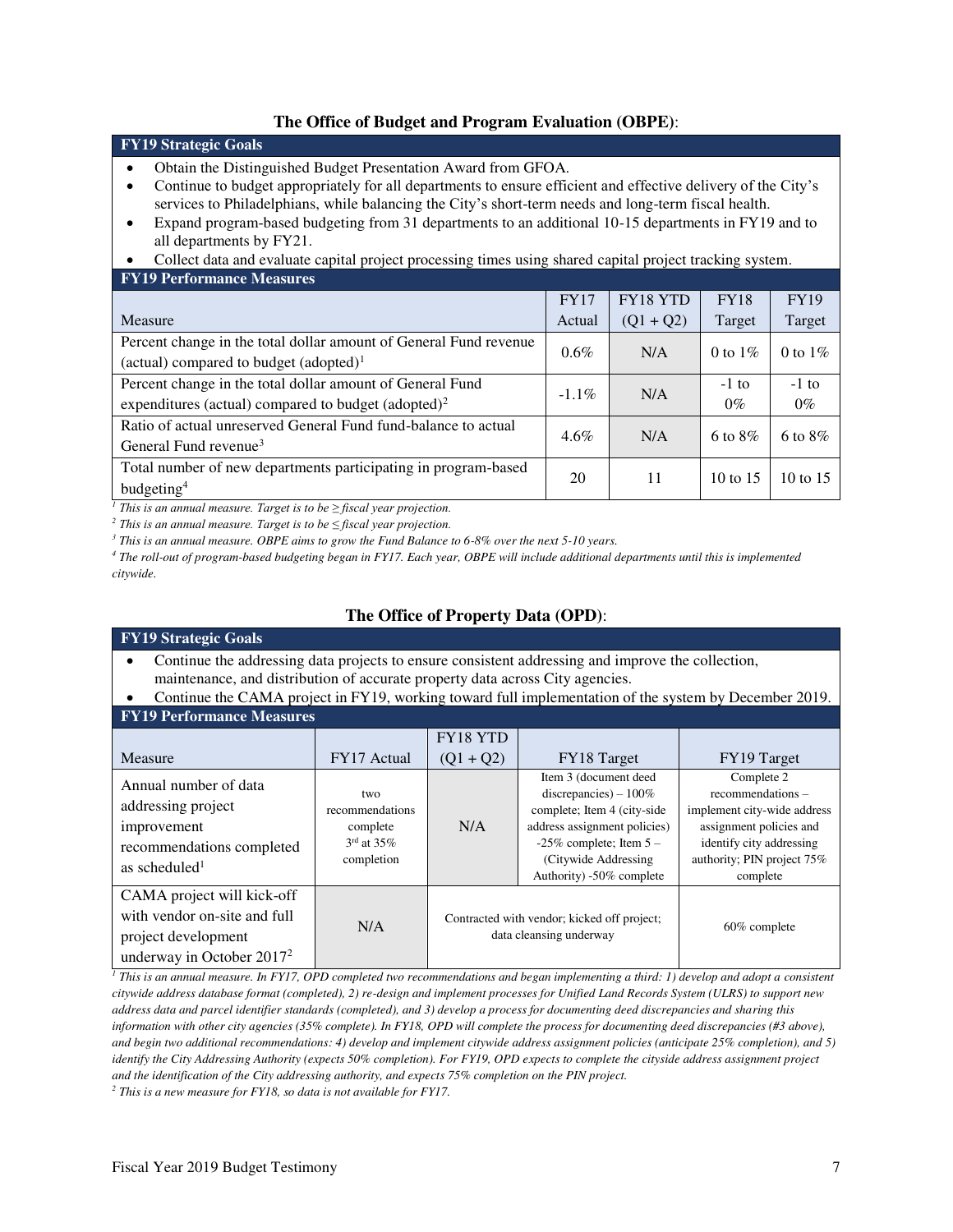### The Office of Budget and Program Evaluation (OBPE):

**FY19 Strategic Goals**

- Obtain the Distinguished Budget Presentation Award from GFOA.
- Continue to budget appropriately for all departments to ensure efficient and effective delivery of the City's services to Philadelphians, while balancing the City's short-term needs and long-term fiscal health.
- Expand program-based budgeting from 31 departments to an additional 10-15 departments in FY19 and to all departments by FY21.
- Collect data and evaluate capital project processing times using shared capital project tracking system.

**FY19 Performance Measures**

| Measure | FY17 Actual | FY18 YTD (Q1 + Q2) | FY18 Target | FY19 Target |
|---|---|---|---|---|
| Percent change in the total dollar amount of General Fund revenue (actual) compared to budget (adopted)[1] | 0.6% | N/A | 0 to 1% | 0 to 1% |
| Percent change in the total dollar amount of General Fund expenditures (actual) compared to budget (adopted)[2] | -1.1% | N/A | -1 to 0% | -1 to 0% |
| Ratio of actual unreserved General Fund fund-balance to actual General Fund revenue[3] | 4.6% | N/A | 6 to 8% | 6 to 8% |
| Total number of new departments participating in program-based budgeting[4] | 20 | 11 | 10 to 15 | 10 to 15 |

*[1] This is an annual measure. Target is to be ≥ fiscal year projection.*

*[2] This is an annual measure. Target is to be ≤ fiscal year projection.*

*[3] This is an annual measure. OBPE aims to grow the Fund Balance to 6-8% over the next 5-10 years.*

*[4] The roll-out of program-based budgeting began in FY17. Each year, OBPE will include additional departments until this is implemented citywide.*

### The Office of Property Data (OPD):

**FY19 Strategic Goals**

- Continue the addressing data projects to ensure consistent addressing and improve the collection, maintenance, and distribution of accurate property data across City agencies.
- Continue the CAMA project in FY19, working toward full implementation of the system by December 2019.

**FY19 Performance Measures**

| Measure | FY17 Actual | FY18 YTD (Q1 + Q2) | FY18 Target | FY19 Target |
|---|---|---|---|---|
| Annual number of data addressing project improvement recommendations completed as scheduled[1] | two recommendations complete 3rd at 35% completion | N/A | Item 3 (document deed discrepancies) – 100% complete; Item 4 (city-side address assignment policies) -25% complete; Item 5 – (Citywide Addressing Authority) -50% complete | Complete 2 recommendations – implement city-wide address assignment policies and identify city addressing authority; PIN project 75% complete |
| CAMA project will kick-off with vendor on-site and full project development underway in October 2017[2] | N/A | Contracted with vendor; kicked off project; data cleansing underway | | 60% complete |

*[1] This is an annual measure. In FY17, OPD completed two recommendations and began implementing a third: 1) develop and adopt a consistent citywide address database format (completed), 2) re-design and implement processes for Unified Land Records System (ULRS) to support new address data and parcel identifier standards (completed), and 3) develop a process for documenting deed discrepancies and sharing this information with other city agencies (35% complete). In FY18, OPD will complete the process for documenting deed discrepancies (#3 above), and begin two additional recommendations: 4) develop and implement citywide address assignment policies (anticipate 25% completion), and 5) identify the City Addressing Authority (expects 50% completion). For FY19, OPD expects to complete the cityside address assignment project and the identification of the City addressing authority, and expects 75% completion on the PIN project.*

*[2] This is a new measure for FY18, so data is not available for FY17.*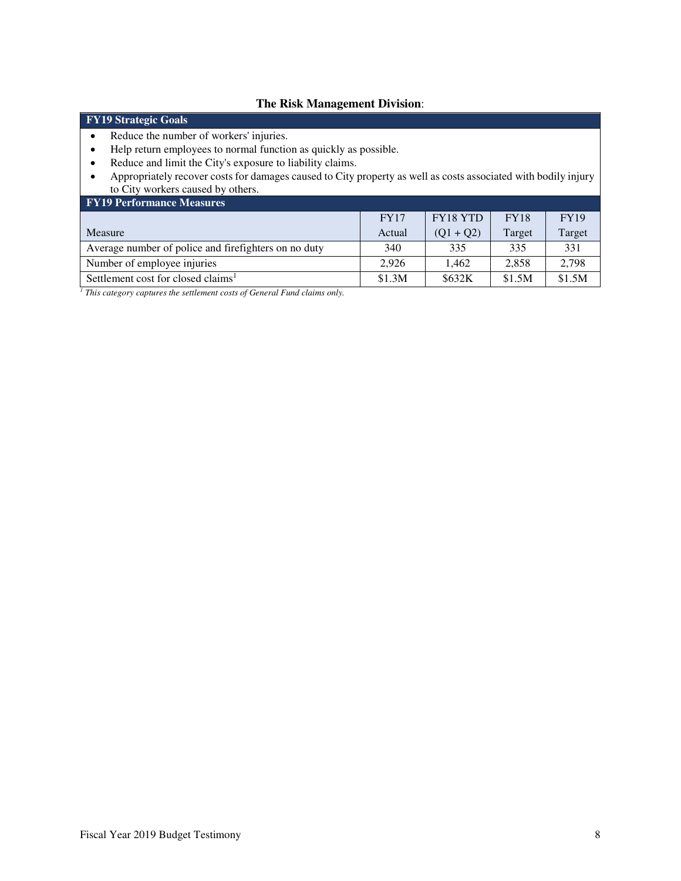**The Risk Management Division**:

**FY19 Strategic Goals**

- Reduce the number of workers' injuries.
- Help return employees to normal function as quickly as possible.
- Reduce and limit the City's exposure to liability claims.
- Appropriately recover costs for damages caused to City property as well as costs associated with bodily injury to City workers caused by others.

**FY19 Performance Measures**

| Measure | FY17 Actual | FY18 YTD (Q1 + Q2) | FY18 Target | FY19 Target |
|---|---|---|---|---|
| Average number of police and firefighters on no duty | 340 | 335 | 335 | 331 |
| Number of employee injuries | 2,926 | 1,462 | 2,858 | 2,798 |
| Settlement cost for closed claims[1] | $1.3M | $632K | $1.5M | $1.5M |

[1] *This category captures the settlement costs of General Fund claims only.*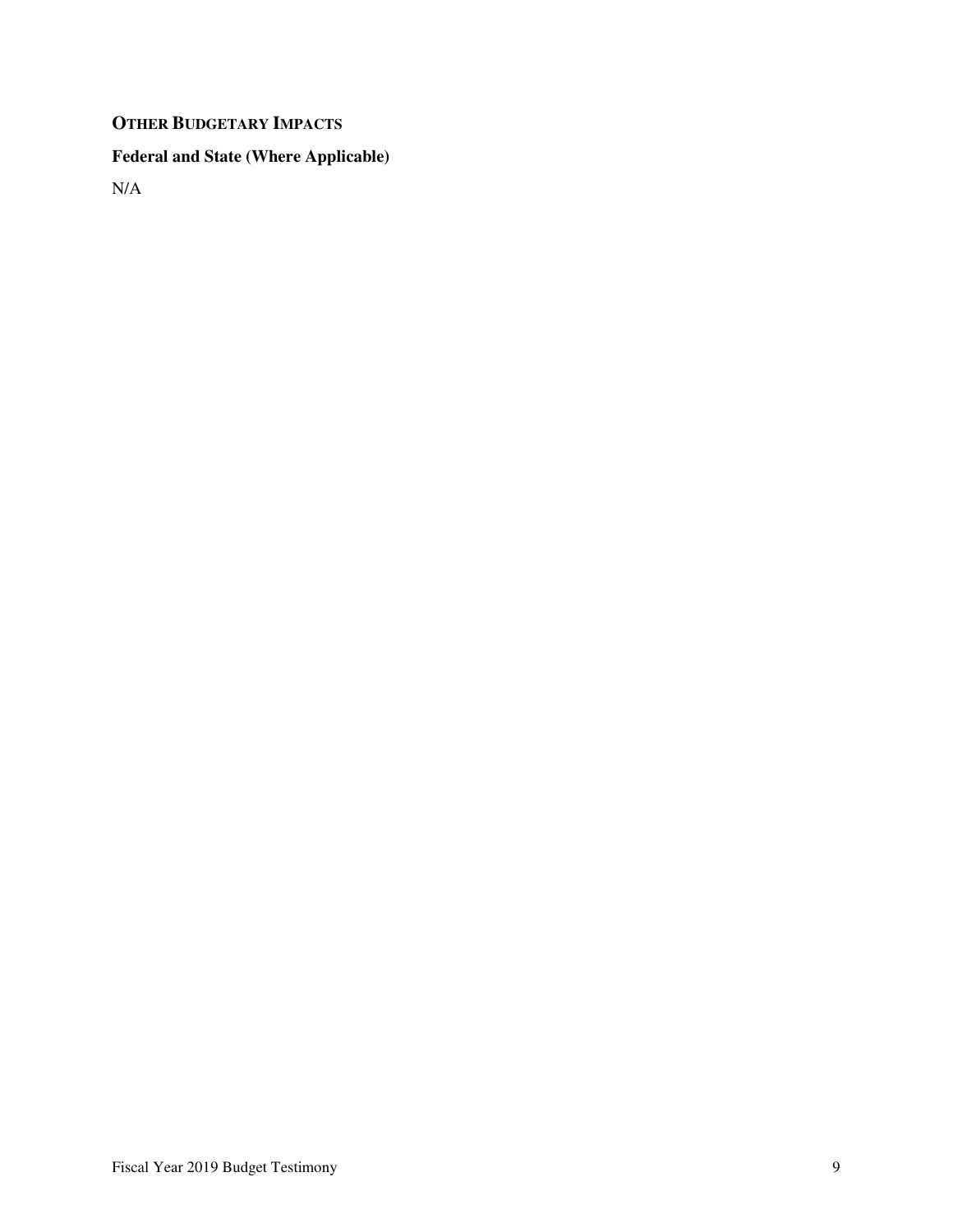## OTHER BUDGETARY IMPACTS

### Federal and State (Where Applicable)

N/A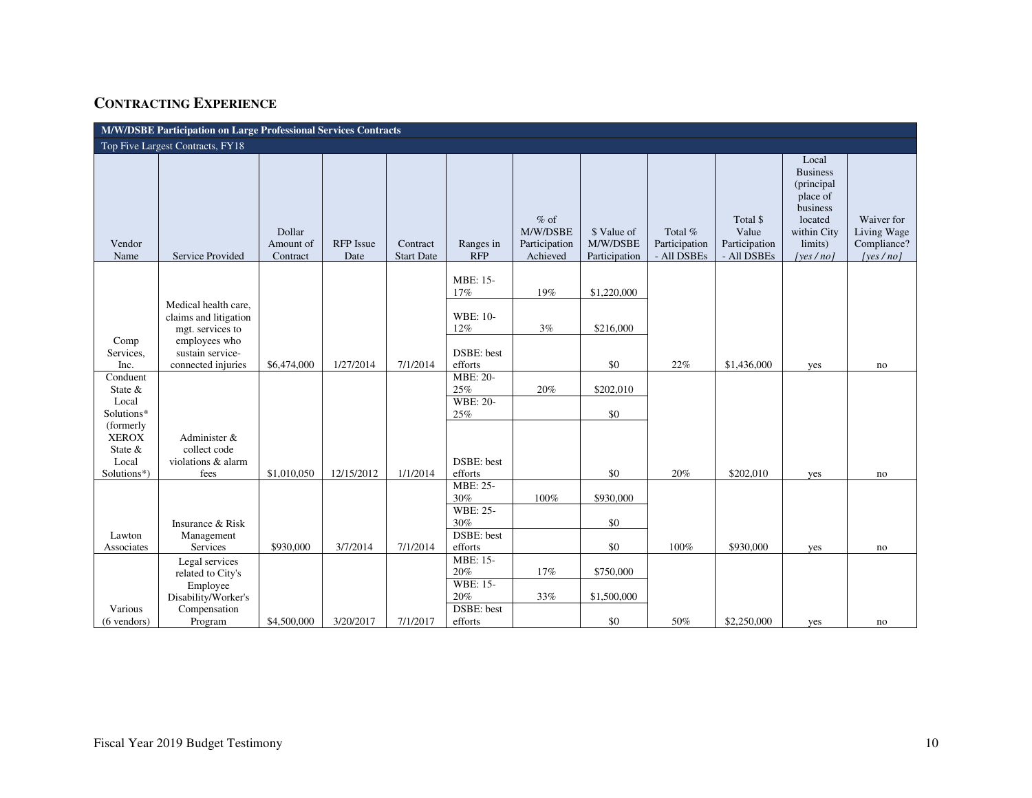## Contracting Experience

| M/W/DSBE Participation on Large Professional Services Contracts | | | | | | | | | | | |
|---|---|---|---|---|---|---|---|---|---|---|---|
| Top Five Largest Contracts, FY18 | | | | | | | | | | | |
| Vendor Name | Service Provided | Dollar Amount of Contract | RFP Issue Date | Contract Start Date | Ranges in RFP | % of M/W/DSBE Participation Achieved | $ Value of M/W/DSBE Participation | Total % Participation - All DSBEs | Total $ Value Participation - All DSBEs | Local Business (principal place of business located within City limits) *[yes / no]* | Waiver for Living Wage Compliance? *[yes / no]* |
| Comp Services, Inc. | Medical health care, claims and litigation mgt. services to employees who sustain service-connected injuries | $6,474,000 | 1/27/2014 | 7/1/2014 | MBE: 15-17% | 19% | $1,220,000 | 22% | $1,436,000 | yes | no |
| | | | | | WBE: 10-12% | 3% | $216,000 | | | | |
| | | | | | DSBE: best efforts | | $0 | | | | |
| Conduent State & Local Solutions* (formerly XEROX State & Local Solutions*) | Administer & collect code violations & alarm fees | $1,010,050 | 12/15/2012 | 1/1/2014 | MBE: 20-25% | 20% | $202,010 | 20% | $202,010 | yes | no |
| | | | | | WBE: 20-25% | | $0 | | | | |
| | | | | | DSBE: best efforts | | $0 | | | | |
| Lawton Associates | Insurance & Risk Management Services | $930,000 | 3/7/2014 | 7/1/2014 | MBE: 25-30% | 100% | $930,000 | 100% | $930,000 | yes | no |
| | | | | | WBE: 25-30% | | $0 | | | | |
| | | | | | DSBE: best efforts | | $0 | | | | |
| Various (6 vendors) | Legal services related to City's Employee Disability/Worker's Compensation Program | $4,500,000 | 3/20/2017 | 7/1/2017 | MBE: 15-20% | 17% | $750,000 | 50% | $2,250,000 | yes | no |
| | | | | | WBE: 15-20% | 33% | $1,500,000 | | | | |
| | | | | | DSBE: best efforts | | $0 | | | | |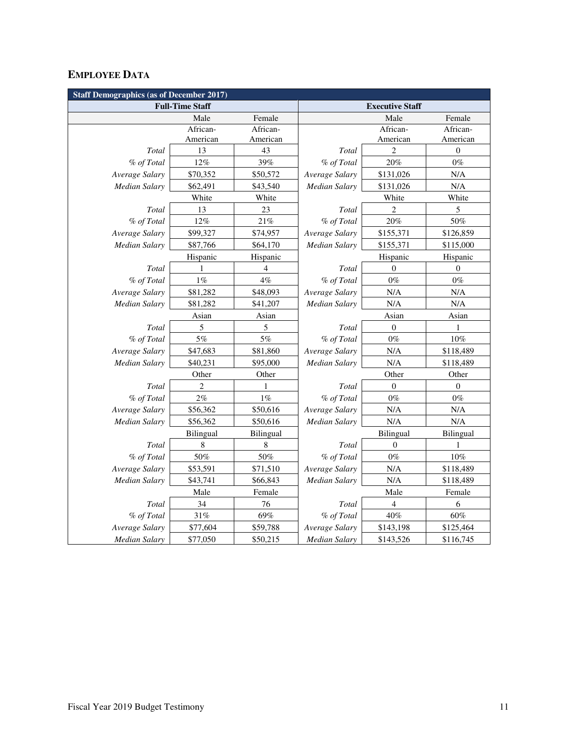## EMPLOYEE DATA

| Staff Demographics (as of December 2017) | | | | | |
|---|---|---|---|---|---|
| Full-Time Staff | | | Executive Staff | | |
| | Male | Female | | Male | Female |
| | African-American | African-American | | African-American | African-American |
| *Total* | 13 | 43 | *Total* | 2 | 0 |
| *% of Total* | 12% | 39% | *% of Total* | 20% | 0% |
| *Average Salary* | $70,352 | $50,572 | *Average Salary* | $131,026 | N/A |
| *Median Salary* | $62,491 | $43,540 | *Median Salary* | $131,026 | N/A |
| | White | White | | White | White |
| *Total* | 13 | 23 | *Total* | 2 | 5 |
| *% of Total* | 12% | 21% | *% of Total* | 20% | 50% |
| *Average Salary* | $99,327 | $74,957 | *Average Salary* | $155,371 | $126,859 |
| *Median Salary* | $87,766 | $64,170 | *Median Salary* | $155,371 | $115,000 |
| | Hispanic | Hispanic | | Hispanic | Hispanic |
| *Total* | 1 | 4 | *Total* | 0 | 0 |
| *% of Total* | 1% | 4% | *% of Total* | 0% | 0% |
| *Average Salary* | $81,282 | $48,093 | *Average Salary* | N/A | N/A |
| *Median Salary* | $81,282 | $41,207 | *Median Salary* | N/A | N/A |
| | Asian | Asian | | Asian | Asian |
| *Total* | 5 | 5 | *Total* | 0 | 1 |
| *% of Total* | 5% | 5% | *% of Total* | 0% | 10% |
| *Average Salary* | $47,683 | $81,860 | *Average Salary* | N/A | $118,489 |
| *Median Salary* | $40,231 | $95,000 | *Median Salary* | N/A | $118,489 |
| | Other | Other | | Other | Other |
| *Total* | 2 | 1 | *Total* | 0 | 0 |
| *% of Total* | 2% | 1% | *% of Total* | 0% | 0% |
| *Average Salary* | $56,362 | $50,616 | *Average Salary* | N/A | N/A |
| *Median Salary* | $56,362 | $50,616 | *Median Salary* | N/A | N/A |
| | Bilingual | Bilingual | | Bilingual | Bilingual |
| *Total* | 8 | 8 | *Total* | 0 | 1 |
| *% of Total* | 50% | 50% | *% of Total* | 0% | 10% |
| *Average Salary* | $53,591 | $71,510 | *Average Salary* | N/A | $118,489 |
| *Median Salary* | $43,741 | $66,843 | *Median Salary* | N/A | $118,489 |
| | Male | Female | | Male | Female |
| *Total* | 34 | 76 | *Total* | 4 | 6 |
| *% of Total* | 31% | 69% | *% of Total* | 40% | 60% |
| *Average Salary* | $77,604 | $59,788 | *Average Salary* | $143,198 | $125,464 |
| *Median Salary* | $77,050 | $50,215 | *Median Salary* | $143,526 | $116,745 |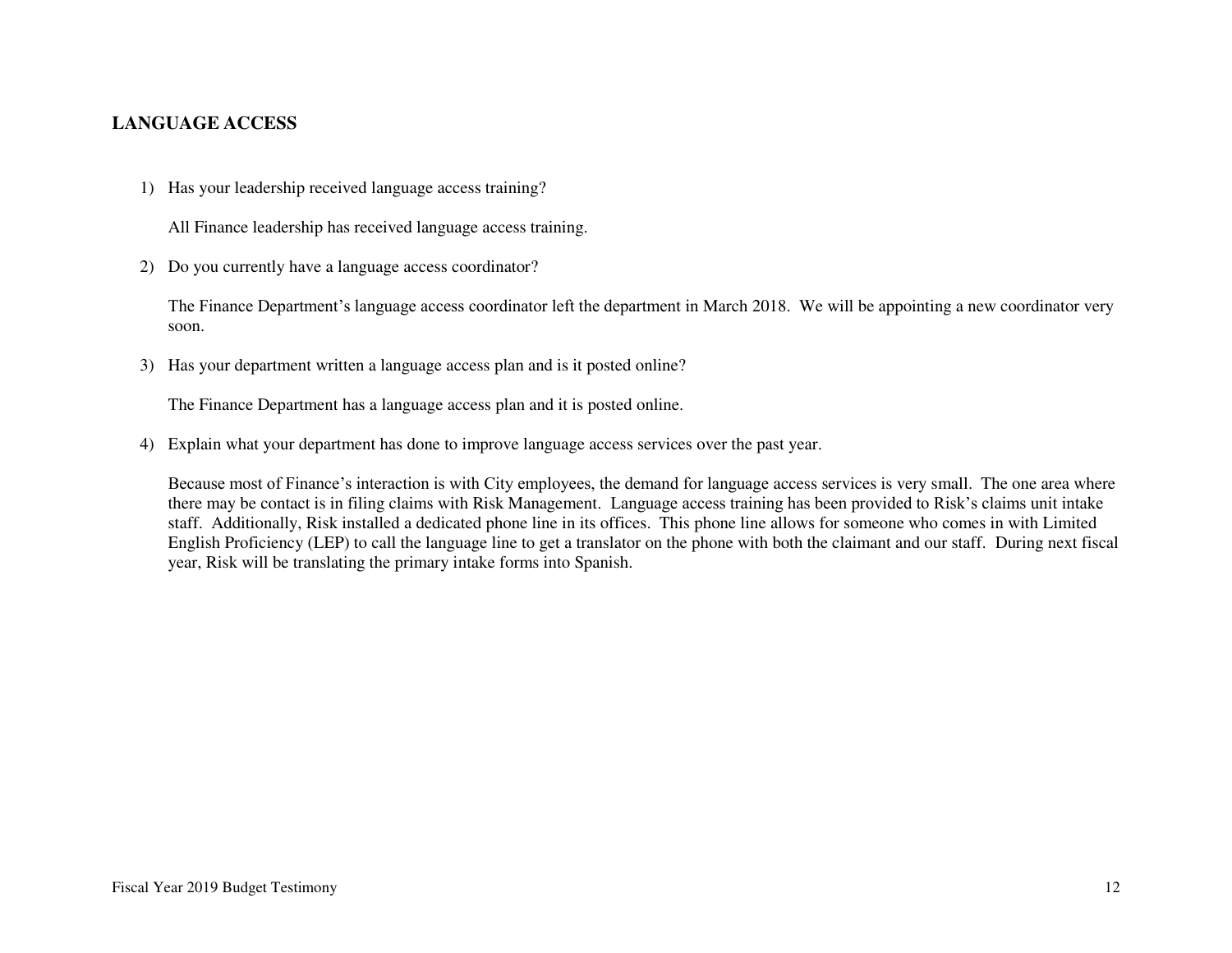## LANGUAGE ACCESS

1) Has your leadership received language access training?

   All Finance leadership has received language access training.

2) Do you currently have a language access coordinator?

   The Finance Department's language access coordinator left the department in March 2018. We will be appointing a new coordinator very soon.

3) Has your department written a language access plan and is it posted online?

   The Finance Department has a language access plan and it is posted online.

4) Explain what your department has done to improve language access services over the past year.

   Because most of Finance's interaction is with City employees, the demand for language access services is very small. The one area where there may be contact is in filing claims with Risk Management. Language access training has been provided to Risk's claims unit intake staff. Additionally, Risk installed a dedicated phone line in its offices. This phone line allows for someone who comes in with Limited English Proficiency (LEP) to call the language line to get a translator on the phone with both the claimant and our staff. During next fiscal year, Risk will be translating the primary intake forms into Spanish.